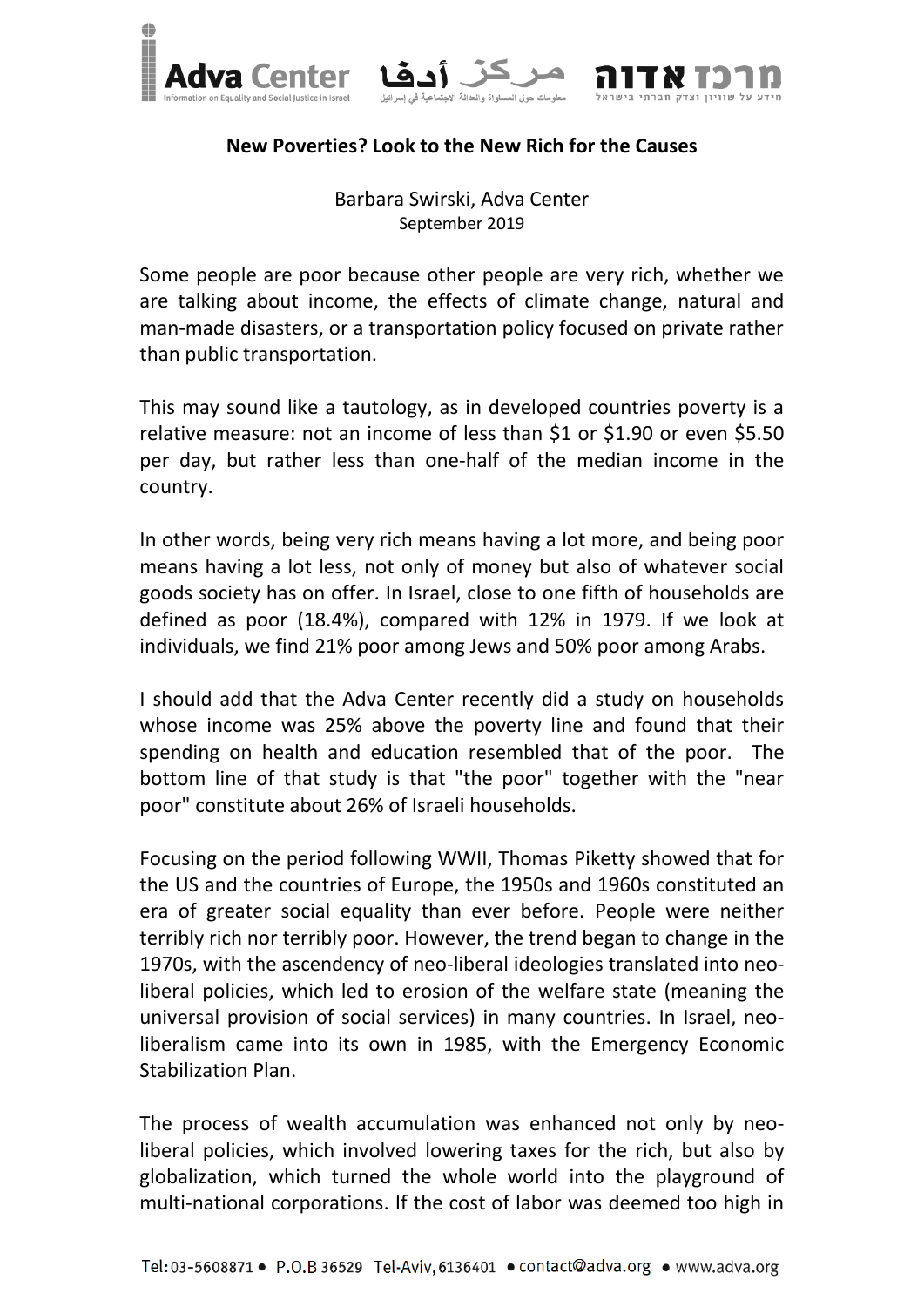## New Poverties? Look to the New Rich for the Causes

Barbara Swirski, Adva Center
September 2019

Some people are poor because other people are very rich, whether we are talking about income, the effects of climate change, natural and man-made disasters, or a transportation policy focused on private rather than public transportation.

This may sound like a tautology, as in developed countries poverty is a relative measure: not an income of less than $1 or $1.90 or even $5.50 per day, but rather less than one-half of the median income in the country.

In other words, being very rich means having a lot more, and being poor means having a lot less, not only of money but also of whatever social goods society has on offer. In Israel, close to one fifth of households are defined as poor (18.4%), compared with 12% in 1979. If we look at individuals, we find 21% poor among Jews and 50% poor among Arabs.

I should add that the Adva Center recently did a study on households whose income was 25% above the poverty line and found that their spending on health and education resembled that of the poor. The bottom line of that study is that "the poor" together with the "near poor" constitute about 26% of Israeli households.

Focusing on the period following WWII, Thomas Piketty showed that for the US and the countries of Europe, the 1950s and 1960s constituted an era of greater social equality than ever before. People were neither terribly rich nor terribly poor. However, the trend began to change in the 1970s, with the ascendency of neo-liberal ideologies translated into neo-liberal policies, which led to erosion of the welfare state (meaning the universal provision of social services) in many countries. In Israel, neo-liberalism came into its own in 1985, with the Emergency Economic Stabilization Plan.

The process of wealth accumulation was enhanced not only by neo-liberal policies, which involved lowering taxes for the rich, but also by globalization, which turned the whole world into the playground of multi-national corporations. If the cost of labor was deemed too high in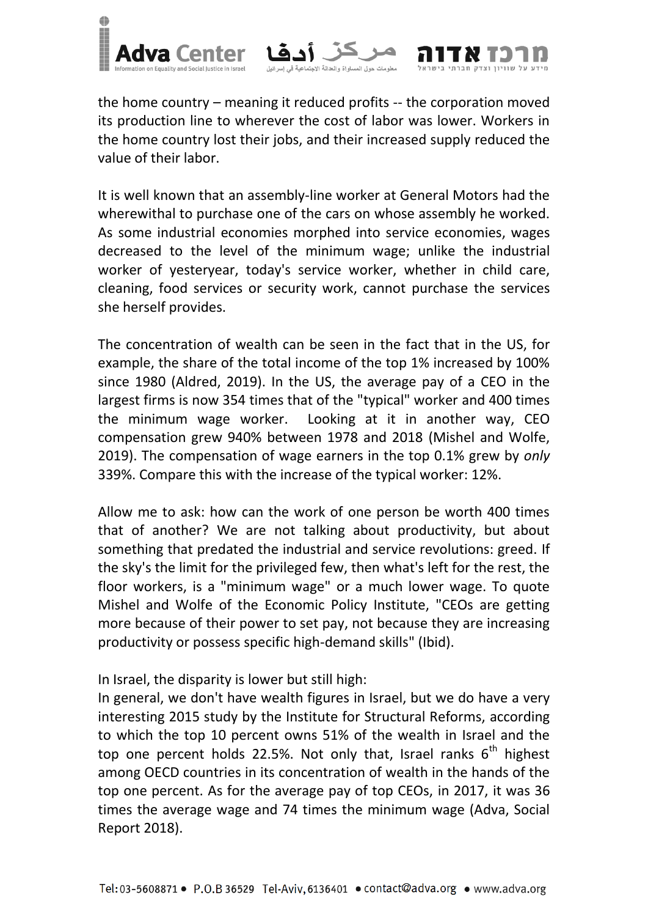the home country – meaning it reduced profits -- the corporation moved its production line to wherever the cost of labor was lower. Workers in the home country lost their jobs, and their increased supply reduced the value of their labor.

It is well known that an assembly-line worker at General Motors had the wherewithal to purchase one of the cars on whose assembly he worked. As some industrial economies morphed into service economies, wages decreased to the level of the minimum wage; unlike the industrial worker of yesteryear, today's service worker, whether in child care, cleaning, food services or security work, cannot purchase the services she herself provides.

The concentration of wealth can be seen in the fact that in the US, for example, the share of the total income of the top 1% increased by 100% since 1980 (Aldred, 2019). In the US, the average pay of a CEO in the largest firms is now 354 times that of the "typical" worker and 400 times the minimum wage worker. Looking at it in another way, CEO compensation grew 940% between 1978 and 2018 (Mishel and Wolfe, 2019). The compensation of wage earners in the top 0.1% grew by *only* 339%. Compare this with the increase of the typical worker: 12%.

Allow me to ask: how can the work of one person be worth 400 times that of another? We are not talking about productivity, but about something that predated the industrial and service revolutions: greed. If the sky's the limit for the privileged few, then what's left for the rest, the floor workers, is a "minimum wage" or a much lower wage. To quote Mishel and Wolfe of the Economic Policy Institute, "CEOs are getting more because of their power to set pay, not because they are increasing productivity or possess specific high-demand skills" (Ibid).

In Israel, the disparity is lower but still high:
In general, we don't have wealth figures in Israel, but we do have a very interesting 2015 study by the Institute for Structural Reforms, according to which the top 10 percent owns 51% of the wealth in Israel and the top one percent holds 22.5%. Not only that, Israel ranks 6th highest among OECD countries in its concentration of wealth in the hands of the top one percent. As for the average pay of top CEOs, in 2017, it was 36 times the average wage and 74 times the minimum wage (Adva, Social Report 2018).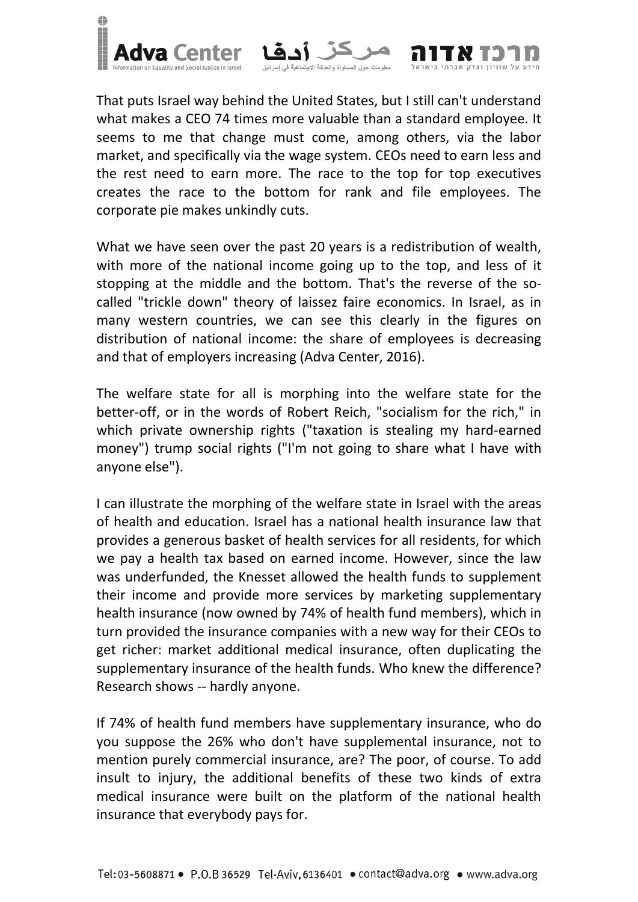That puts Israel way behind the United States, but I still can't understand what makes a CEO 74 times more valuable than a standard employee. It seems to me that change must come, among others, via the labor market, and specifically via the wage system. CEOs need to earn less and the rest need to earn more. The race to the top for top executives creates the race to the bottom for rank and file employees. The corporate pie makes unkindly cuts.

What we have seen over the past 20 years is a redistribution of wealth, with more of the national income going up to the top, and less of it stopping at the middle and the bottom. That's the reverse of the so-called "trickle down" theory of laissez faire economics. In Israel, as in many western countries, we can see this clearly in the figures on distribution of national income: the share of employees is decreasing and that of employers increasing (Adva Center, 2016).

The welfare state for all is morphing into the welfare state for the better-off, or in the words of Robert Reich, "socialism for the rich," in which private ownership rights ("taxation is stealing my hard-earned money") trump social rights ("I'm not going to share what I have with anyone else").

I can illustrate the morphing of the welfare state in Israel with the areas of health and education. Israel has a national health insurance law that provides a generous basket of health services for all residents, for which we pay a health tax based on earned income. However, since the law was underfunded, the Knesset allowed the health funds to supplement their income and provide more services by marketing supplementary health insurance (now owned by 74% of health fund members), which in turn provided the insurance companies with a new way for their CEOs to get richer: market additional medical insurance, often duplicating the supplementary insurance of the health funds. Who knew the difference? Research shows -- hardly anyone.

If 74% of health fund members have supplementary insurance, who do you suppose the 26% who don't have supplemental insurance, not to mention purely commercial insurance, are? The poor, of course. To add insult to injury, the additional benefits of these two kinds of extra medical insurance were built on the platform of the national health insurance that everybody pays for.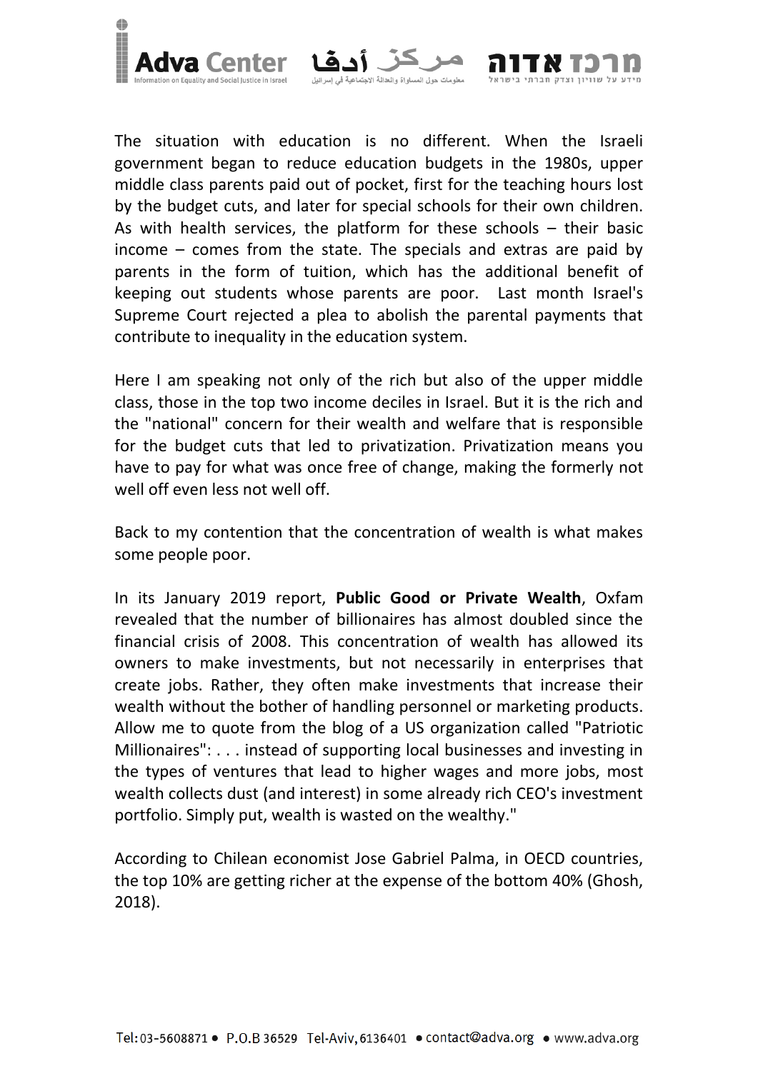The situation with education is no different. When the Israeli government began to reduce education budgets in the 1980s, upper middle class parents paid out of pocket, first for the teaching hours lost by the budget cuts, and later for special schools for their own children. As with health services, the platform for these schools – their basic income – comes from the state. The specials and extras are paid by parents in the form of tuition, which has the additional benefit of keeping out students whose parents are poor. Last month Israel's Supreme Court rejected a plea to abolish the parental payments that contribute to inequality in the education system.

Here I am speaking not only of the rich but also of the upper middle class, those in the top two income deciles in Israel. But it is the rich and the "national" concern for their wealth and welfare that is responsible for the budget cuts that led to privatization. Privatization means you have to pay for what was once free of change, making the formerly not well off even less not well off.

Back to my contention that the concentration of wealth is what makes some people poor.

In its January 2019 report, **Public Good or Private Wealth**, Oxfam revealed that the number of billionaires has almost doubled since the financial crisis of 2008. This concentration of wealth has allowed its owners to make investments, but not necessarily in enterprises that create jobs. Rather, they often make investments that increase their wealth without the bother of handling personnel or marketing products. Allow me to quote from the blog of a US organization called "Patriotic Millionaires": . . . instead of supporting local businesses and investing in the types of ventures that lead to higher wages and more jobs, most wealth collects dust (and interest) in some already rich CEO's investment portfolio. Simply put, wealth is wasted on the wealthy."

According to Chilean economist Jose Gabriel Palma, in OECD countries, the top 10% are getting richer at the expense of the bottom 40% (Ghosh, 2018).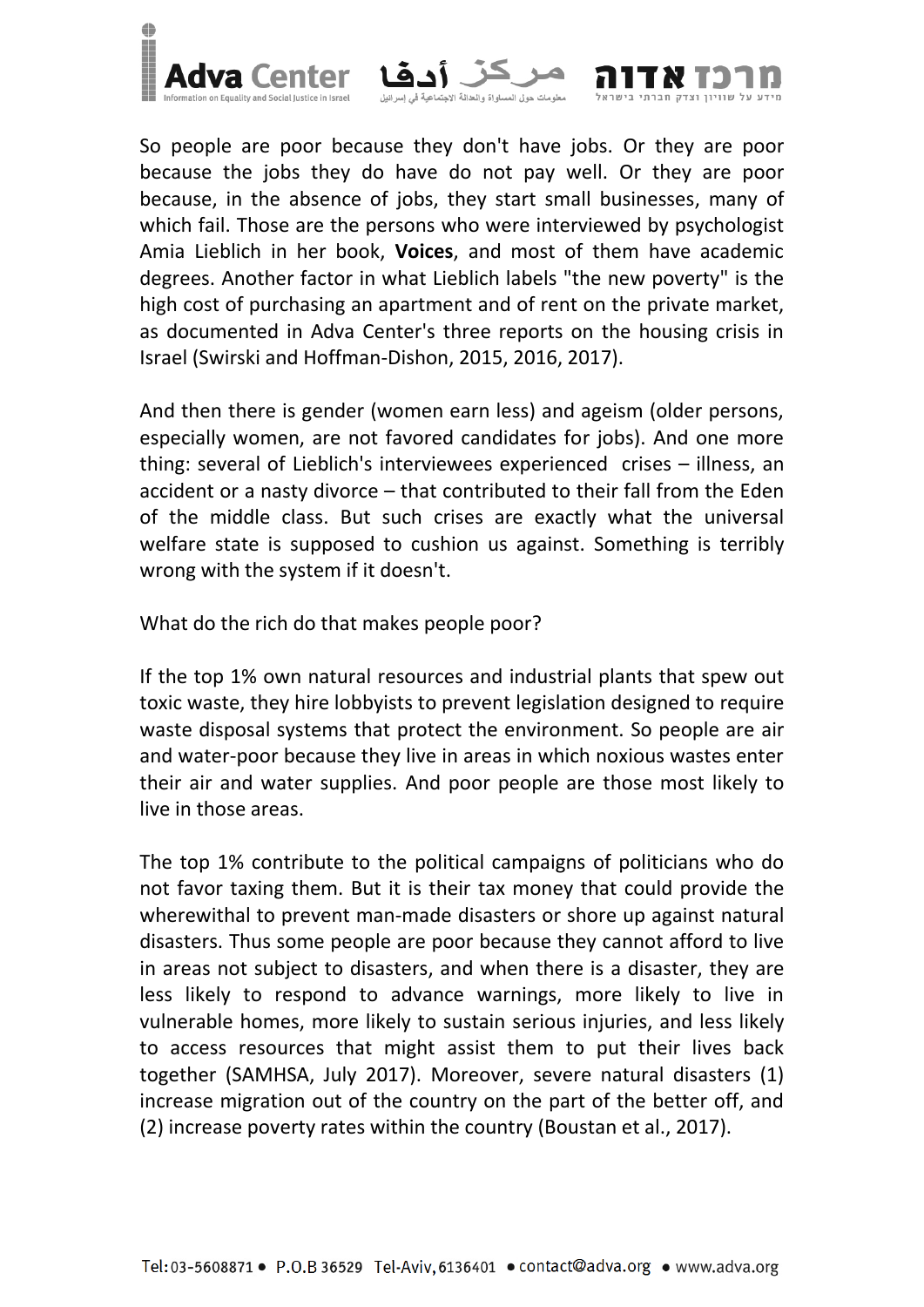So people are poor because they don't have jobs. Or they are poor because the jobs they do have do not pay well. Or they are poor because, in the absence of jobs, they start small businesses, many of which fail. Those are the persons who were interviewed by psychologist Amia Lieblich in her book, **Voices**, and most of them have academic degrees. Another factor in what Lieblich labels "the new poverty" is the high cost of purchasing an apartment and of rent on the private market, as documented in Adva Center's three reports on the housing crisis in Israel (Swirski and Hoffman-Dishon, 2015, 2016, 2017).

And then there is gender (women earn less) and ageism (older persons, especially women, are not favored candidates for jobs). And one more thing: several of Lieblich's interviewees experienced crises – illness, an accident or a nasty divorce – that contributed to their fall from the Eden of the middle class. But such crises are exactly what the universal welfare state is supposed to cushion us against. Something is terribly wrong with the system if it doesn't.

What do the rich do that makes people poor?

If the top 1% own natural resources and industrial plants that spew out toxic waste, they hire lobbyists to prevent legislation designed to require waste disposal systems that protect the environment. So people are air and water-poor because they live in areas in which noxious wastes enter their air and water supplies. And poor people are those most likely to live in those areas.

The top 1% contribute to the political campaigns of politicians who do not favor taxing them. But it is their tax money that could provide the wherewithal to prevent man-made disasters or shore up against natural disasters. Thus some people are poor because they cannot afford to live in areas not subject to disasters, and when there is a disaster, they are less likely to respond to advance warnings, more likely to live in vulnerable homes, more likely to sustain serious injuries, and less likely to access resources that might assist them to put their lives back together (SAMHSA, July 2017). Moreover, severe natural disasters (1) increase migration out of the country on the part of the better off, and (2) increase poverty rates within the country (Boustan et al., 2017).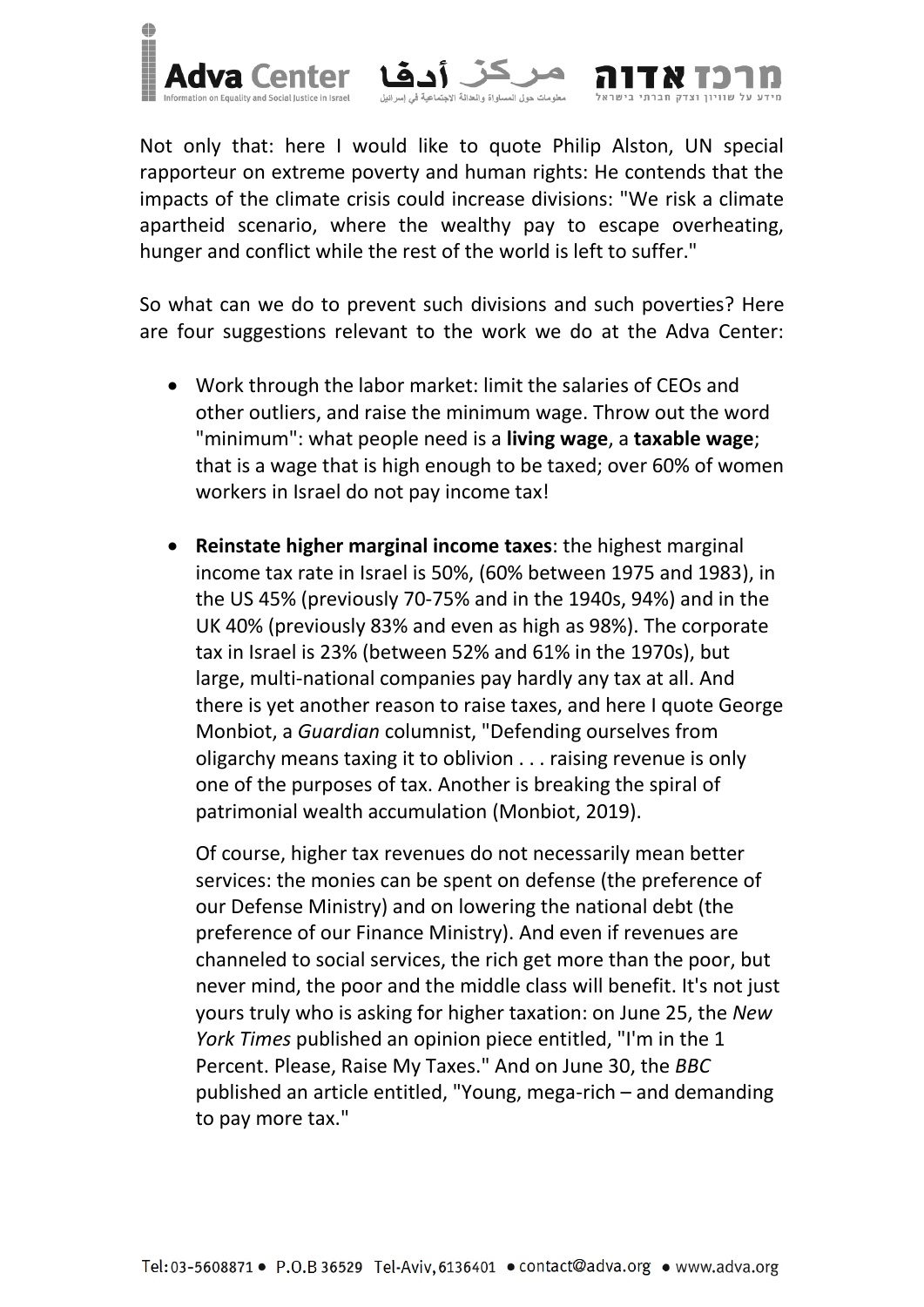Not only that: here I would like to quote Philip Alston, UN special rapporteur on extreme poverty and human rights: He contends that the impacts of the climate crisis could increase divisions: "We risk a climate apartheid scenario, where the wealthy pay to escape overheating, hunger and conflict while the rest of the world is left to suffer."

So what can we do to prevent such divisions and such poverties? Here are four suggestions relevant to the work we do at the Adva Center:

- Work through the labor market: limit the salaries of CEOs and other outliers, and raise the minimum wage. Throw out the word "minimum": what people need is a **living wage**, a **taxable wage**; that is a wage that is high enough to be taxed; over 60% of women workers in Israel do not pay income tax!

- **Reinstate higher marginal income taxes**: the highest marginal income tax rate in Israel is 50%, (60% between 1975 and 1983), in the US 45% (previously 70-75% and in the 1940s, 94%) and in the UK 40% (previously 83% and even as high as 98%). The corporate tax in Israel is 23% (between 52% and 61% in the 1970s), but large, multi-national companies pay hardly any tax at all. And there is yet another reason to raise taxes, and here I quote George Monbiot, a *Guardian* columnist, "Defending ourselves from oligarchy means taxing it to oblivion . . . raising revenue is only one of the purposes of tax. Another is breaking the spiral of patrimonial wealth accumulation (Monbiot, 2019).

  Of course, higher tax revenues do not necessarily mean better services: the monies can be spent on defense (the preference of our Defense Ministry) and on lowering the national debt (the preference of our Finance Ministry). And even if revenues are channeled to social services, the rich get more than the poor, but never mind, the poor and the middle class will benefit. It's not just yours truly who is asking for higher taxation: on June 25, the *New York Times* published an opinion piece entitled, "I'm in the 1 Percent. Please, Raise My Taxes." And on June 30, the *BBC* published an article entitled, "Young, mega-rich – and demanding to pay more tax."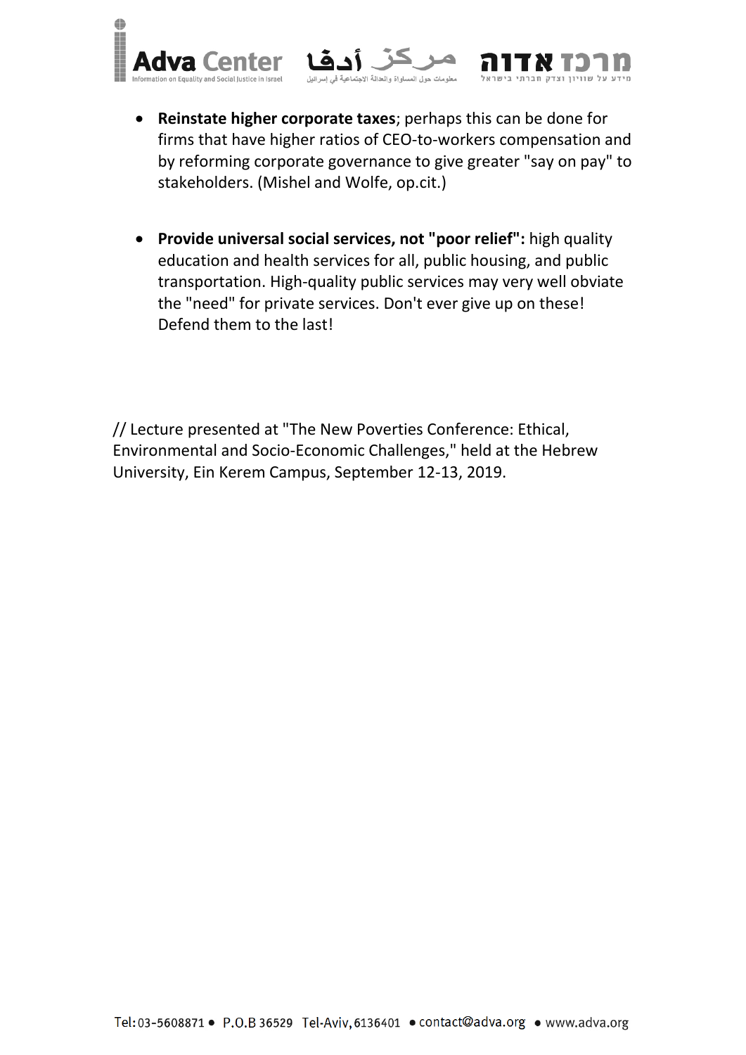- **Reinstate higher corporate taxes**; perhaps this can be done for firms that have higher ratios of CEO-to-workers compensation and by reforming corporate governance to give greater "say on pay" to stakeholders. (Mishel and Wolfe, op.cit.)

- **Provide universal social services, not "poor relief":** high quality education and health services for all, public housing, and public transportation. High-quality public services may very well obviate the "need" for private services. Don't ever give up on these! Defend them to the last!

// Lecture presented at "The New Poverties Conference: Ethical, Environmental and Socio-Economic Challenges," held at the Hebrew University, Ein Kerem Campus, September 12-13, 2019.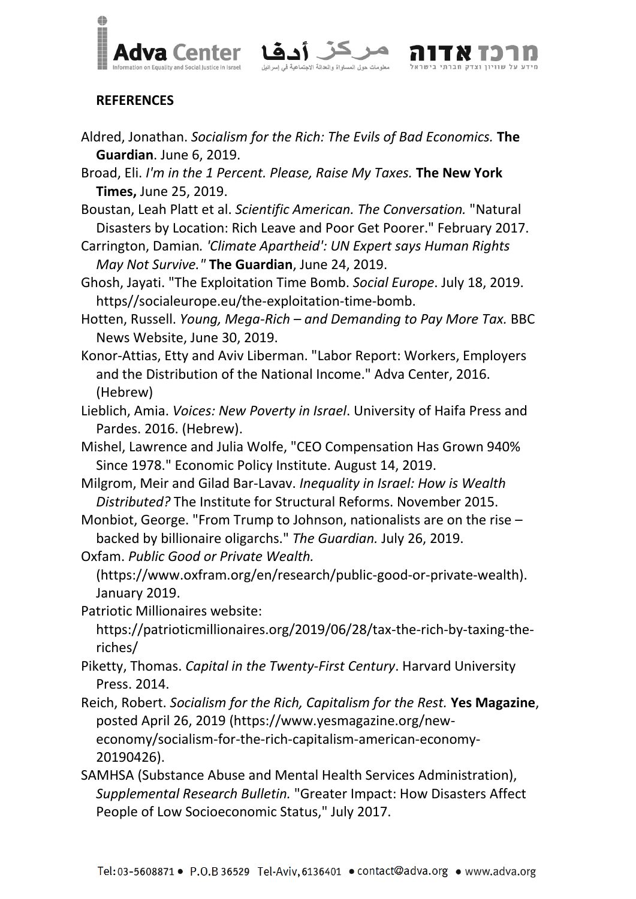## REFERENCES

Aldred, Jonathan. *Socialism for the Rich: The Evils of Bad Economics.* **The Guardian**. June 6, 2019.

Broad, Eli. *I'm in the 1 Percent. Please, Raise My Taxes.* **The New York Times,** June 25, 2019.

Boustan, Leah Platt et al. *Scientific American. The Conversation.* "Natural Disasters by Location: Rich Leave and Poor Get Poorer." February 2017.

Carrington, Damian*. 'Climate Apartheid': UN Expert says Human Rights May Not Survive."* **The Guardian**, June 24, 2019.

Ghosh, Jayati. "The Exploitation Time Bomb. *Social Europe*. July 18, 2019. https//socialeurope.eu/the-exploitation-time-bomb.

Hotten, Russell. *Young, Mega-Rich – and Demanding to Pay More Tax.* BBC News Website, June 30, 2019.

Konor-Attias, Etty and Aviv Liberman. "Labor Report: Workers, Employers and the Distribution of the National Income." Adva Center, 2016. (Hebrew)

Lieblich, Amia. *Voices: New Poverty in Israel*. University of Haifa Press and Pardes. 2016. (Hebrew).

Mishel, Lawrence and Julia Wolfe, "CEO Compensation Has Grown 940% Since 1978." Economic Policy Institute. August 14, 2019.

Milgrom, Meir and Gilad Bar-Lavav. *Inequality in Israel: How is Wealth Distributed?* The Institute for Structural Reforms. November 2015.

Monbiot, George. "From Trump to Johnson, nationalists are on the rise – backed by billionaire oligarchs." *The Guardian.* July 26, 2019.

Oxfam. *Public Good or Private Wealth.* (https://www.oxfram.org/en/research/public-good-or-private-wealth). January 2019.

Patriotic Millionaires website: https://patrioticmillionaires.org/2019/06/28/tax-the-rich-by-taxing-the-riches/

Piketty, Thomas. *Capital in the Twenty-First Century*. Harvard University Press. 2014.

Reich, Robert. *Socialism for the Rich, Capitalism for the Rest.* **Yes Magazine**, posted April 26, 2019 (https://www.yesmagazine.org/new-economy/socialism-for-the-rich-capitalism-american-economy-20190426).

SAMHSA (Substance Abuse and Mental Health Services Administration), *Supplemental Research Bulletin.* "Greater Impact: How Disasters Affect People of Low Socioeconomic Status," July 2017.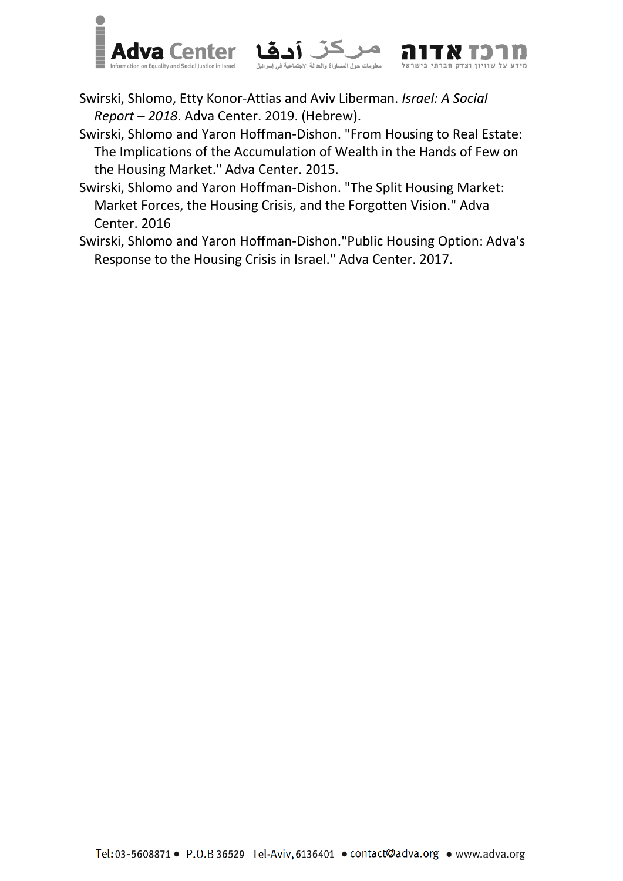Swirski, Shlomo, Etty Konor-Attias and Aviv Liberman. *Israel: A Social Report – 2018*. Adva Center. 2019. (Hebrew).

Swirski, Shlomo and Yaron Hoffman-Dishon. "From Housing to Real Estate: The Implications of the Accumulation of Wealth in the Hands of Few on the Housing Market." Adva Center. 2015.

Swirski, Shlomo and Yaron Hoffman-Dishon. "The Split Housing Market: Market Forces, the Housing Crisis, and the Forgotten Vision." Adva Center. 2016

Swirski, Shlomo and Yaron Hoffman-Dishon."Public Housing Option: Adva's Response to the Housing Crisis in Israel." Adva Center. 2017.